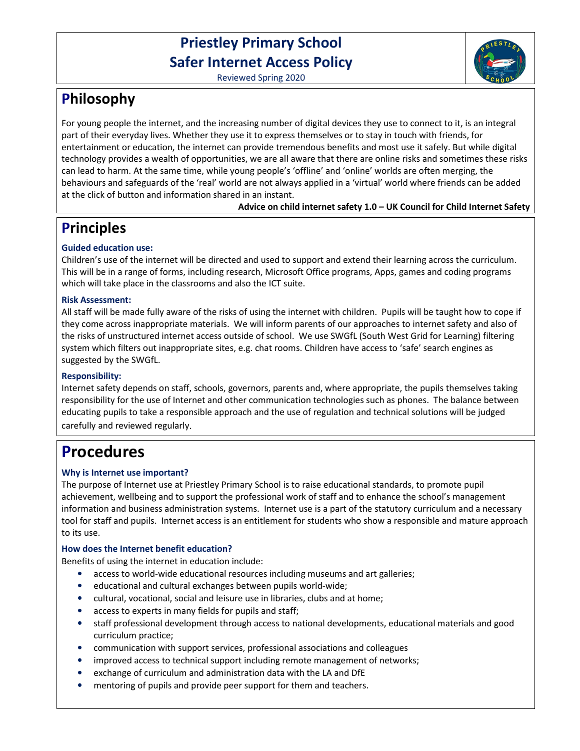# Priestley Primary School
# Safer Internet Access Policy

Reviewed Spring 2020

## Philosophy

For young people the internet, and the increasing number of digital devices they use to connect to it, is an integral part of their everyday lives. Whether they use it to express themselves or to stay in touch with friends, for entertainment or education, the internet can provide tremendous benefits and most use it safely. But while digital technology provides a wealth of opportunities, we are all aware that there are online risks and sometimes these risks can lead to harm. At the same time, while young people's 'offline' and 'online' worlds are often merging, the behaviours and safeguards of the 'real' world are not always applied in a 'virtual' world where friends can be added at the click of button and information shared in an instant.

**Advice on child internet safety 1.0 – UK Council for Child Internet Safety**

## Principles

### Guided education use:

Children's use of the internet will be directed and used to support and extend their learning across the curriculum. This will be in a range of forms, including research, Microsoft Office programs, Apps, games and coding programs which will take place in the classrooms and also the ICT suite.

### Risk Assessment:

All staff will be made fully aware of the risks of using the internet with children. Pupils will be taught how to cope if they come across inappropriate materials. We will inform parents of our approaches to internet safety and also of the risks of unstructured internet access outside of school. We use SWGfL (South West Grid for Learning) filtering system which filters out inappropriate sites, e.g. chat rooms. Children have access to 'safe' search engines as suggested by the SWGfL.

### Responsibility:

Internet safety depends on staff, schools, governors, parents and, where appropriate, the pupils themselves taking responsibility for the use of Internet and other communication technologies such as phones. The balance between educating pupils to take a responsible approach and the use of regulation and technical solutions will be judged carefully and reviewed regularly.

## Procedures

### Why is Internet use important?

The purpose of Internet use at Priestley Primary School is to raise educational standards, to promote pupil achievement, wellbeing and to support the professional work of staff and to enhance the school's management information and business administration systems. Internet use is a part of the statutory curriculum and a necessary tool for staff and pupils. Internet access is an entitlement for students who show a responsible and mature approach to its use.

### How does the Internet benefit education?

Benefits of using the internet in education include:

- access to world-wide educational resources including museums and art galleries;
- educational and cultural exchanges between pupils world-wide;
- cultural, vocational, social and leisure use in libraries, clubs and at home;
- access to experts in many fields for pupils and staff;
- staff professional development through access to national developments, educational materials and good curriculum practice;
- communication with support services, professional associations and colleagues
- improved access to technical support including remote management of networks;
- exchange of curriculum and administration data with the LA and DfE
- mentoring of pupils and provide peer support for them and teachers.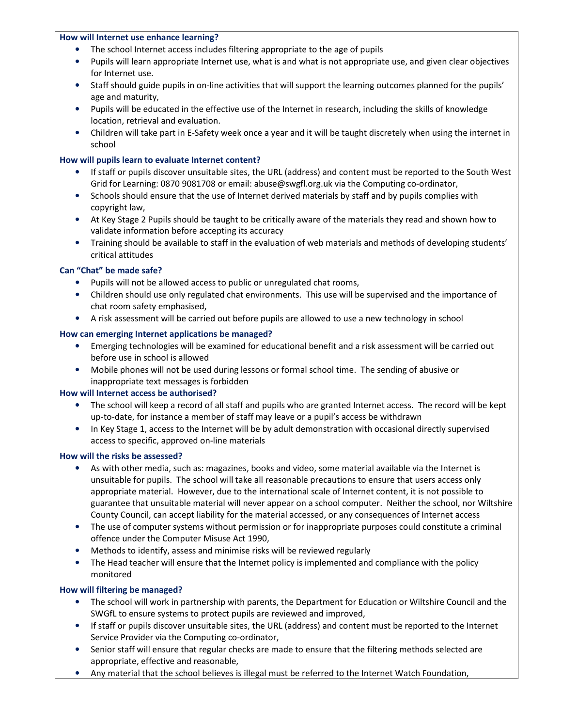### How will Internet use enhance learning?

- The school Internet access includes filtering appropriate to the age of pupils
- Pupils will learn appropriate Internet use, what is and what is not appropriate use, and given clear objectives for Internet use.
- Staff should guide pupils in on-line activities that will support the learning outcomes planned for the pupils' age and maturity,
- Pupils will be educated in the effective use of the Internet in research, including the skills of knowledge location, retrieval and evaluation.
- Children will take part in E-Safety week once a year and it will be taught discretely when using the internet in school

### How will pupils learn to evaluate Internet content?

- If staff or pupils discover unsuitable sites, the URL (address) and content must be reported to the South West Grid for Learning: 0870 9081708 or email: abuse@swgfl.org.uk via the Computing co-ordinator,
- Schools should ensure that the use of Internet derived materials by staff and by pupils complies with copyright law,
- At Key Stage 2 Pupils should be taught to be critically aware of the materials they read and shown how to validate information before accepting its accuracy
- Training should be available to staff in the evaluation of web materials and methods of developing students' critical attitudes

### Can "Chat" be made safe?

- Pupils will not be allowed access to public or unregulated chat rooms,
- Children should use only regulated chat environments. This use will be supervised and the importance of chat room safety emphasised,
- A risk assessment will be carried out before pupils are allowed to use a new technology in school

### How can emerging Internet applications be managed?

- Emerging technologies will be examined for educational benefit and a risk assessment will be carried out before use in school is allowed
- Mobile phones will not be used during lessons or formal school time. The sending of abusive or inappropriate text messages is forbidden

### How will Internet access be authorised?

- The school will keep a record of all staff and pupils who are granted Internet access. The record will be kept up-to-date, for instance a member of staff may leave or a pupil's access be withdrawn
- In Key Stage 1, access to the Internet will be by adult demonstration with occasional directly supervised access to specific, approved on-line materials

### How will the risks be assessed?

- As with other media, such as: magazines, books and video, some material available via the Internet is unsuitable for pupils. The school will take all reasonable precautions to ensure that users access only appropriate material. However, due to the international scale of Internet content, it is not possible to guarantee that unsuitable material will never appear on a school computer. Neither the school, nor Wiltshire County Council, can accept liability for the material accessed, or any consequences of Internet access
- The use of computer systems without permission or for inappropriate purposes could constitute a criminal offence under the Computer Misuse Act 1990,
- Methods to identify, assess and minimise risks will be reviewed regularly
- The Head teacher will ensure that the Internet policy is implemented and compliance with the policy monitored

### How will filtering be managed?

- The school will work in partnership with parents, the Department for Education or Wiltshire Council and the SWGfL to ensure systems to protect pupils are reviewed and improved,
- If staff or pupils discover unsuitable sites, the URL (address) and content must be reported to the Internet Service Provider via the Computing co-ordinator,
- Senior staff will ensure that regular checks are made to ensure that the filtering methods selected are appropriate, effective and reasonable,
- Any material that the school believes is illegal must be referred to the Internet Watch Foundation,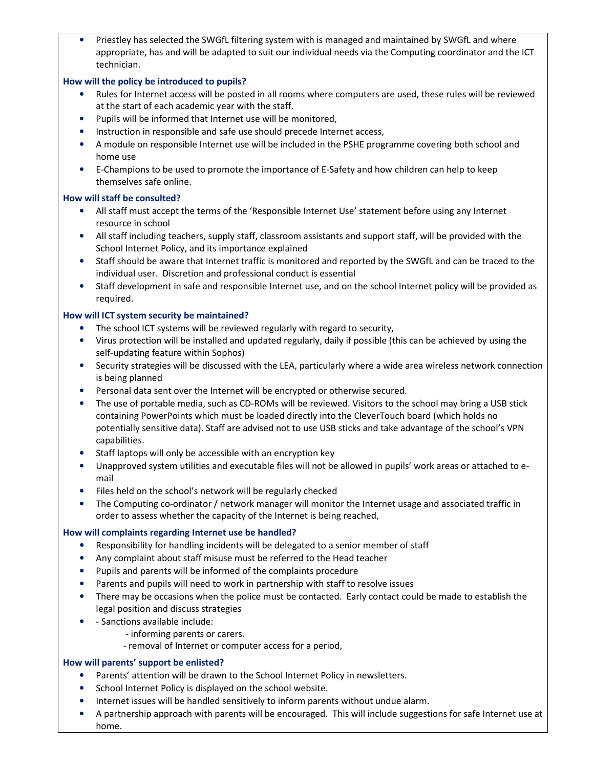- Priestley has selected the SWGfL filtering system with is managed and maintained by SWGfL and where appropriate, has and will be adapted to suit our individual needs via the Computing coordinator and the ICT technician.

### How will the policy be introduced to pupils?

- Rules for Internet access will be posted in all rooms where computers are used, these rules will be reviewed at the start of each academic year with the staff.
- Pupils will be informed that Internet use will be monitored,
- Instruction in responsible and safe use should precede Internet access,
- A module on responsible Internet use will be included in the PSHE programme covering both school and home use
- E-Champions to be used to promote the importance of E-Safety and how children can help to keep themselves safe online.

### How will staff be consulted?

- All staff must accept the terms of the 'Responsible Internet Use' statement before using any Internet resource in school
- All staff including teachers, supply staff, classroom assistants and support staff, will be provided with the School Internet Policy, and its importance explained
- Staff should be aware that Internet traffic is monitored and reported by the SWGfL and can be traced to the individual user. Discretion and professional conduct is essential
- Staff development in safe and responsible Internet use, and on the school Internet policy will be provided as required.

### How will ICT system security be maintained?

- The school ICT systems will be reviewed regularly with regard to security,
- Virus protection will be installed and updated regularly, daily if possible (this can be achieved by using the self-updating feature within Sophos)
- Security strategies will be discussed with the LEA, particularly where a wide area wireless network connection is being planned
- Personal data sent over the Internet will be encrypted or otherwise secured.
- The use of portable media, such as CD-ROMs will be reviewed. Visitors to the school may bring a USB stick containing PowerPoints which must be loaded directly into the CleverTouch board (which holds no potentially sensitive data). Staff are advised not to use USB sticks and take advantage of the school's VPN capabilities.
- Staff laptops will only be accessible with an encryption key
- Unapproved system utilities and executable files will not be allowed in pupils' work areas or attached to e-mail
- Files held on the school's network will be regularly checked
- The Computing co-ordinator / network manager will monitor the Internet usage and associated traffic in order to assess whether the capacity of the Internet is being reached,

### How will complaints regarding Internet use be handled?

- Responsibility for handling incidents will be delegated to a senior member of staff
- Any complaint about staff misuse must be referred to the Head teacher
- Pupils and parents will be informed of the complaints procedure
- Parents and pupils will need to work in partnership with staff to resolve issues
- There may be occasions when the police must be contacted. Early contact could be made to establish the legal position and discuss strategies
- - Sanctions available include:
  - informing parents or carers.
  - removal of Internet or computer access for a period,

### How will parents' support be enlisted?

- Parents' attention will be drawn to the School Internet Policy in newsletters.
- School Internet Policy is displayed on the school website.
- Internet issues will be handled sensitively to inform parents without undue alarm.
- A partnership approach with parents will be encouraged. This will include suggestions for safe Internet use at home.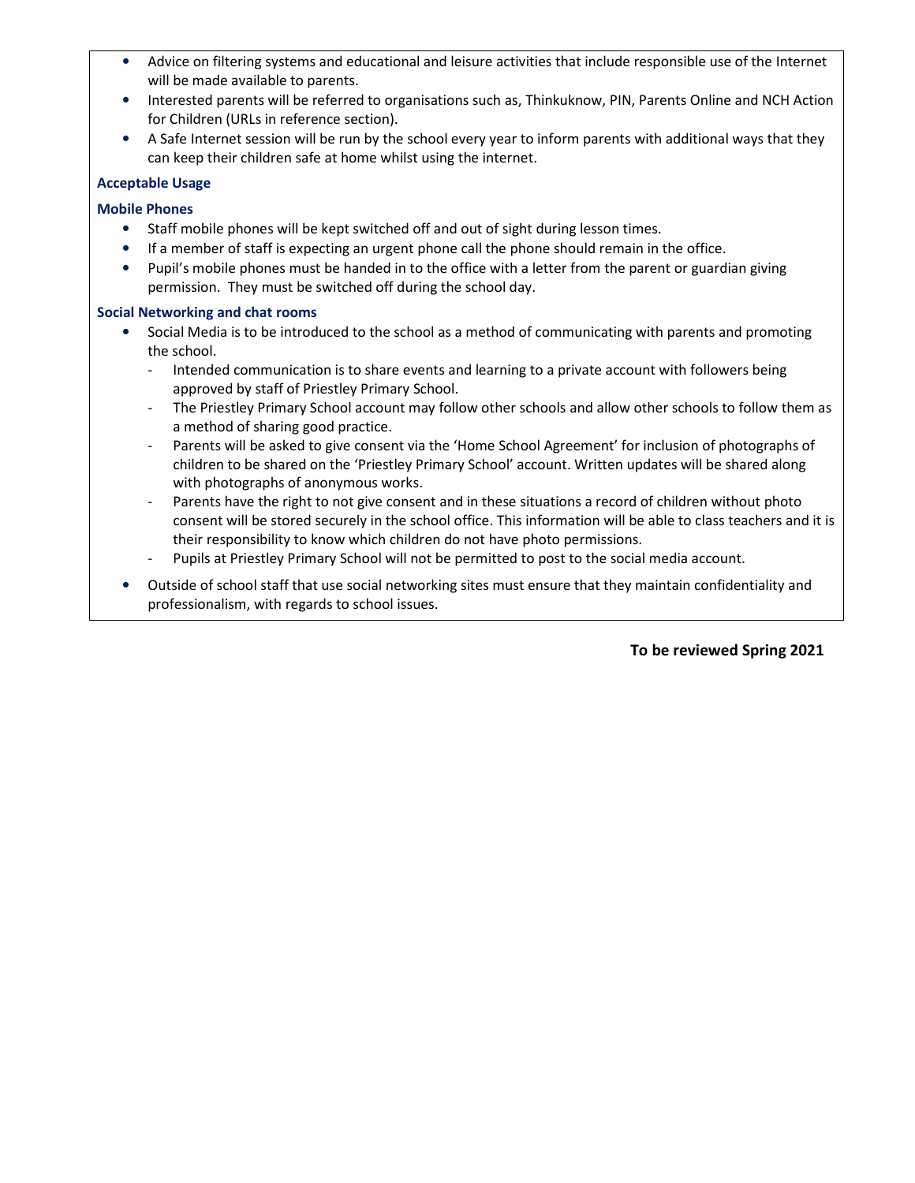- Advice on filtering systems and educational and leisure activities that include responsible use of the Internet will be made available to parents.
- Interested parents will be referred to organisations such as, Thinkuknow, PIN, Parents Online and NCH Action for Children (URLs in reference section).
- A Safe Internet session will be run by the school every year to inform parents with additional ways that they can keep their children safe at home whilst using the internet.

**Acceptable Usage**

**Mobile Phones**

- Staff mobile phones will be kept switched off and out of sight during lesson times.
- If a member of staff is expecting an urgent phone call the phone should remain in the office.
- Pupil's mobile phones must be handed in to the office with a letter from the parent or guardian giving permission. They must be switched off during the school day.

**Social Networking and chat rooms**

- Social Media is to be introduced to the school as a method of communicating with parents and promoting the school.
  - Intended communication is to share events and learning to a private account with followers being approved by staff of Priestley Primary School.
  - The Priestley Primary School account may follow other schools and allow other schools to follow them as a method of sharing good practice.
  - Parents will be asked to give consent via the 'Home School Agreement' for inclusion of photographs of children to be shared on the 'Priestley Primary School' account. Written updates will be shared along with photographs of anonymous works.
  - Parents have the right to not give consent and in these situations a record of children without photo consent will be stored securely in the school office. This information will be able to class teachers and it is their responsibility to know which children do not have photo permissions.
  - Pupils at Priestley Primary School will not be permitted to post to the social media account.
- Outside of school staff that use social networking sites must ensure that they maintain confidentiality and professionalism, with regards to school issues.

**To be reviewed Spring 2021**